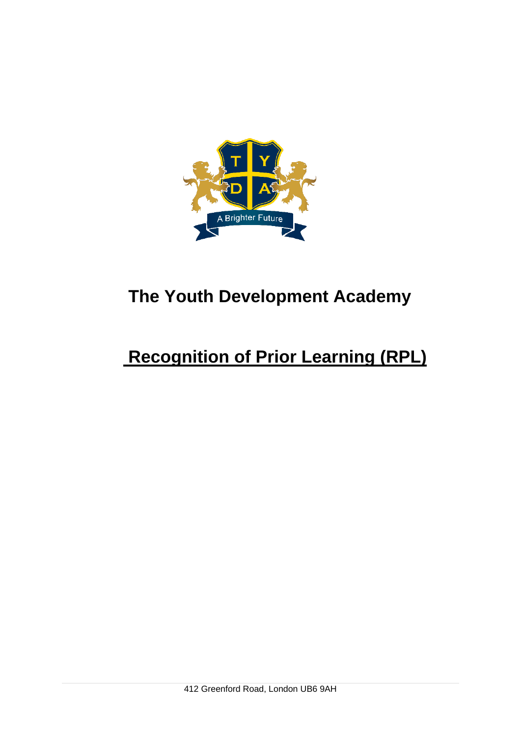# The Youth Development Academy

## Recognition of Prior Learning (RPL)

412 Greenford Road, London UB6 9AH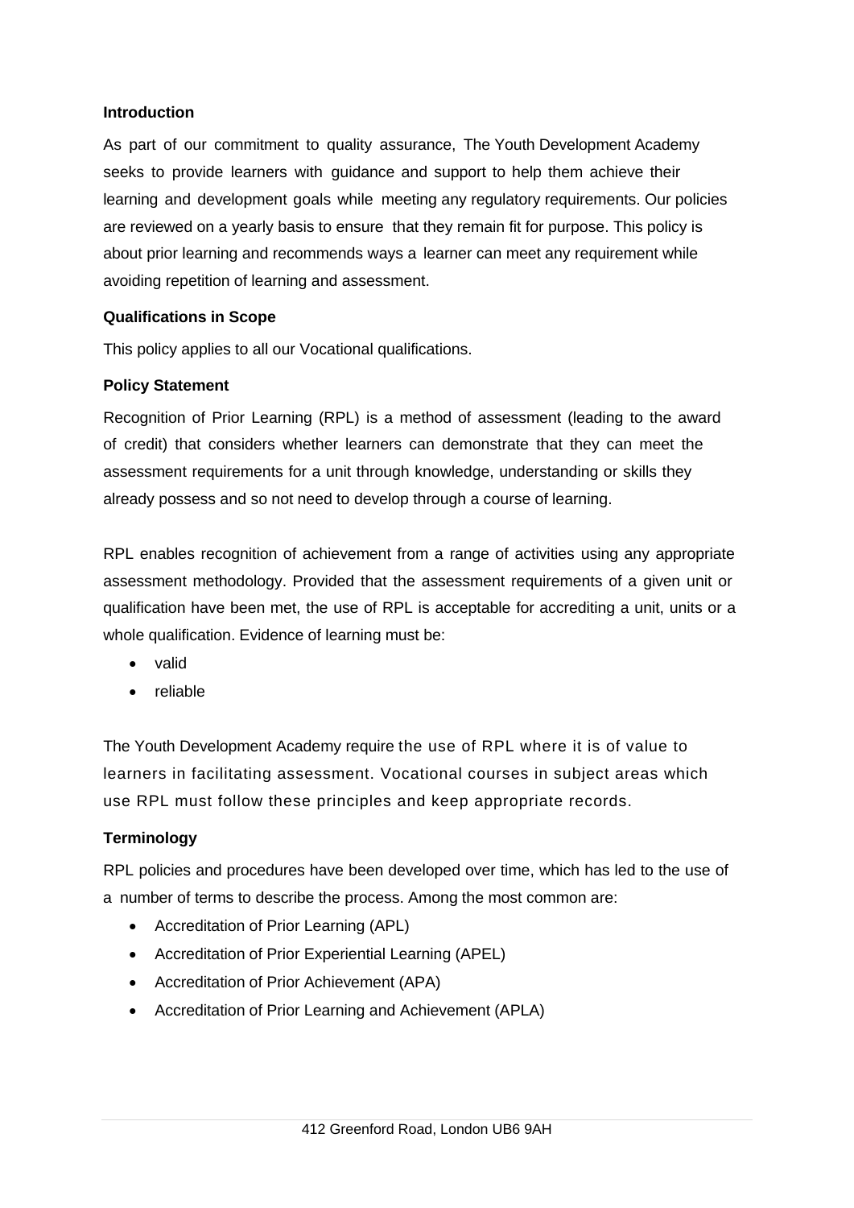**Introduction**

As part of our commitment to quality assurance, The Youth Development Academy seeks to provide learners with guidance and support to help them achieve their learning and development goals while meeting any regulatory requirements. Our policies are reviewed on a yearly basis to ensure that they remain fit for purpose. This policy is about prior learning and recommends ways a learner can meet any requirement while avoiding repetition of learning and assessment.

**Qualifications in Scope**

This policy applies to all our Vocational qualifications.

**Policy Statement**

Recognition of Prior Learning (RPL) is a method of assessment (leading to the award of credit) that considers whether learners can demonstrate that they can meet the assessment requirements for a unit through knowledge, understanding or skills they already possess and so not need to develop through a course of learning.

RPL enables recognition of achievement from a range of activities using any appropriate assessment methodology. Provided that the assessment requirements of a given unit or qualification have been met, the use of RPL is acceptable for accrediting a unit, units or a whole qualification. Evidence of learning must be:

- valid
- reliable

The Youth Development Academy require the use of RPL where it is of value to learners in facilitating assessment. Vocational courses in subject areas which use RPL must follow these principles and keep appropriate records.

**Terminology**

RPL policies and procedures have been developed over time, which has led to the use of a number of terms to describe the process. Among the most common are:

- Accreditation of Prior Learning (APL)
- Accreditation of Prior Experiential Learning (APEL)
- Accreditation of Prior Achievement (APA)
- Accreditation of Prior Learning and Achievement (APLA)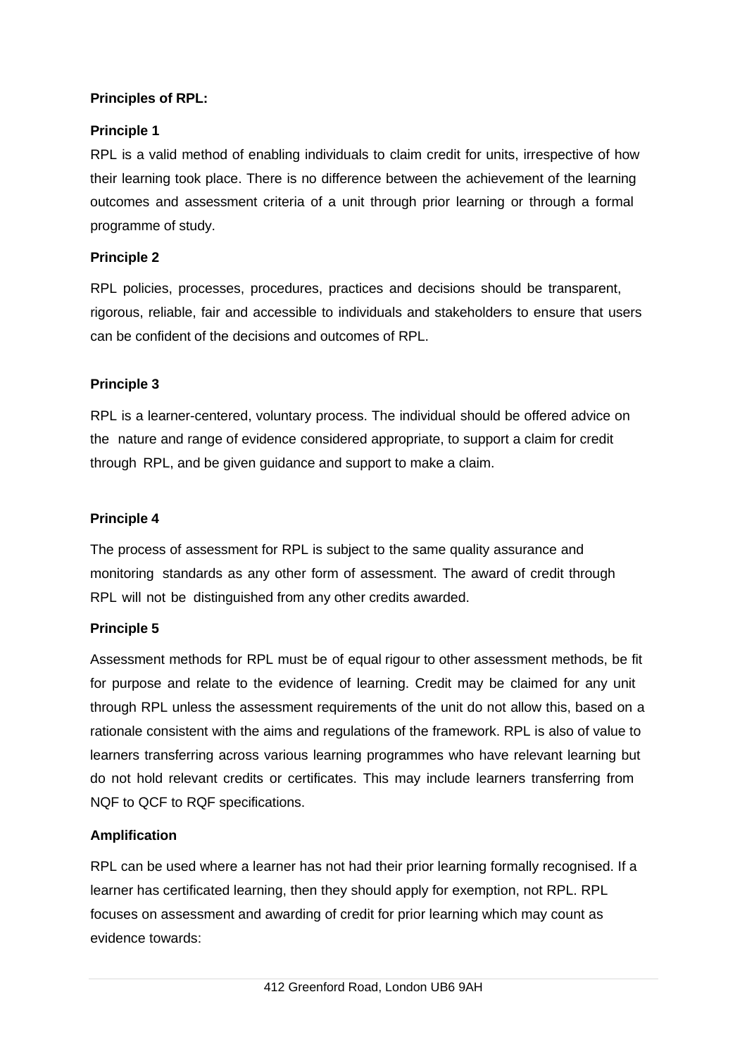**Principles of RPL:**

**Principle 1**

RPL is a valid method of enabling individuals to claim credit for units, irrespective of how their learning took place. There is no difference between the achievement of the learning outcomes and assessment criteria of a unit through prior learning or through a formal programme of study.

**Principle 2**

RPL policies, processes, procedures, practices and decisions should be transparent, rigorous, reliable, fair and accessible to individuals and stakeholders to ensure that users can be confident of the decisions and outcomes of RPL.

**Principle 3**

RPL is a learner-centered, voluntary process. The individual should be offered advice on the nature and range of evidence considered appropriate, to support a claim for credit through RPL, and be given guidance and support to make a claim.

**Principle 4**

The process of assessment for RPL is subject to the same quality assurance and monitoring standards as any other form of assessment. The award of credit through RPL will not be distinguished from any other credits awarded.

**Principle 5**

Assessment methods for RPL must be of equal rigour to other assessment methods, be fit for purpose and relate to the evidence of learning. Credit may be claimed for any unit through RPL unless the assessment requirements of the unit do not allow this, based on a rationale consistent with the aims and regulations of the framework. RPL is also of value to learners transferring across various learning programmes who have relevant learning but do not hold relevant credits or certificates. This may include learners transferring from NQF to QCF to RQF specifications.

**Amplification**

RPL can be used where a learner has not had their prior learning formally recognised. If a learner has certificated learning, then they should apply for exemption, not RPL. RPL focuses on assessment and awarding of credit for prior learning which may count as evidence towards: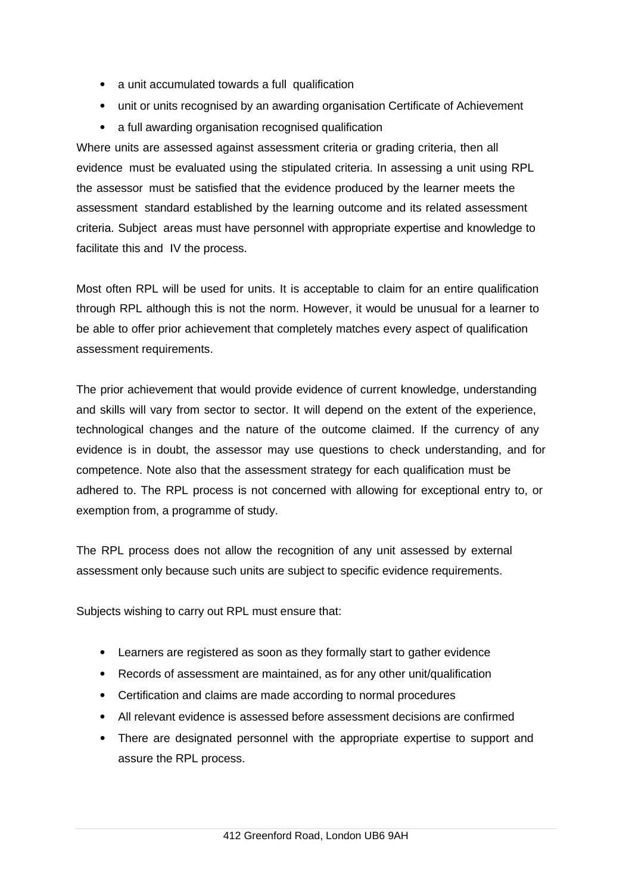- a unit accumulated towards a full qualification
- unit or units recognised by an awarding organisation Certificate of Achievement
- a full awarding organisation recognised qualification

Where units are assessed against assessment criteria or grading criteria, then all evidence must be evaluated using the stipulated criteria. In assessing a unit using RPL the assessor must be satisfied that the evidence produced by the learner meets the assessment standard established by the learning outcome and its related assessment criteria. Subject areas must have personnel with appropriate expertise and knowledge to facilitate this and IV the process.

Most often RPL will be used for units. It is acceptable to claim for an entire qualification through RPL although this is not the norm. However, it would be unusual for a learner to be able to offer prior achievement that completely matches every aspect of qualification assessment requirements.

The prior achievement that would provide evidence of current knowledge, understanding and skills will vary from sector to sector. It will depend on the extent of the experience, technological changes and the nature of the outcome claimed. If the currency of any evidence is in doubt, the assessor may use questions to check understanding, and for competence. Note also that the assessment strategy for each qualification must be adhered to. The RPL process is not concerned with allowing for exceptional entry to, or exemption from, a programme of study.

The RPL process does not allow the recognition of any unit assessed by external assessment only because such units are subject to specific evidence requirements.

Subjects wishing to carry out RPL must ensure that:

- Learners are registered as soon as they formally start to gather evidence
- Records of assessment are maintained, as for any other unit/qualification
- Certification and claims are made according to normal procedures
- All relevant evidence is assessed before assessment decisions are confirmed
- There are designated personnel with the appropriate expertise to support and assure the RPL process.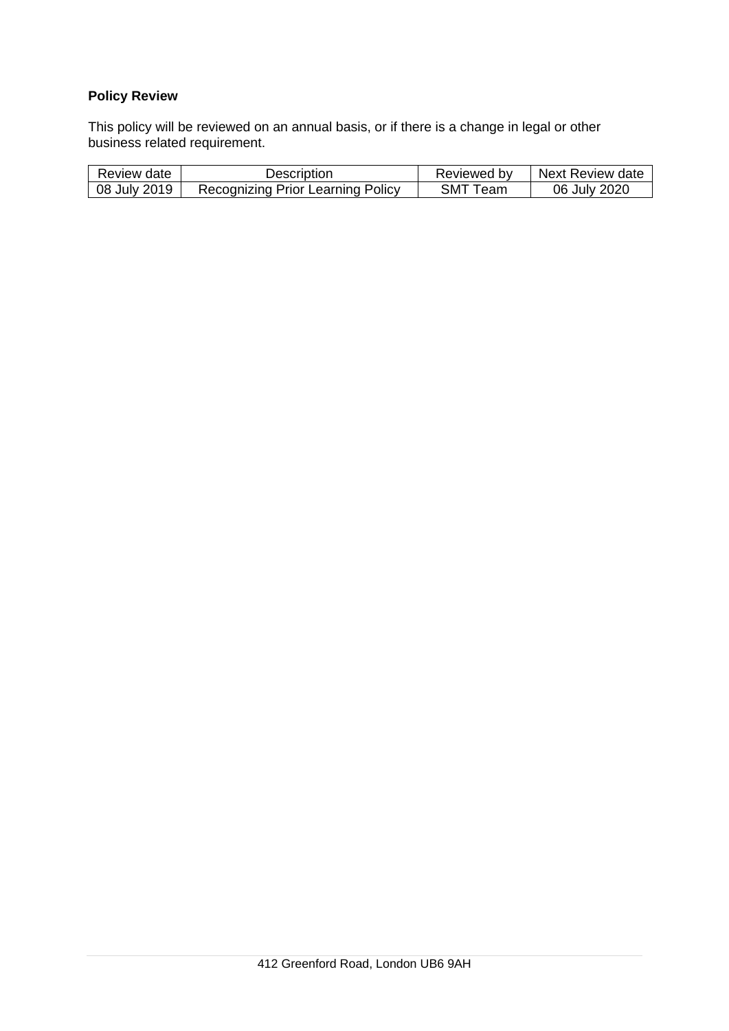**Policy Review**

This policy will be reviewed on an annual basis, or if there is a change in legal or other business related requirement.

| Review date | Description | Reviewed by | Next Review date |
| --- | --- | --- | --- |
| 08 July 2019 | Recognizing Prior Learning Policy | SMT Team | 06 July 2020 |